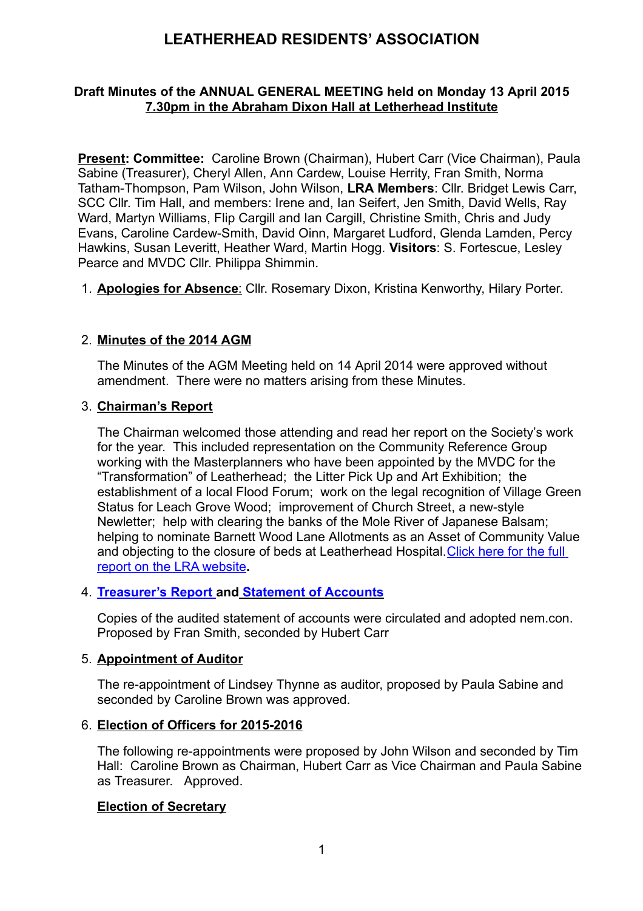# LEATHERHEAD RESIDENTS' ASSOCIATION

**Draft Minutes of the ANNUAL GENERAL MEETING held on Monday 13 April 2015**
**7.30pm in the Abraham Dixon Hall at Letherhead Institute**

**Present: Committee:** Caroline Brown (Chairman), Hubert Carr (Vice Chairman), Paula Sabine (Treasurer), Cheryl Allen, Ann Cardew, Louise Herrity, Fran Smith, Norma Tatham-Thompson, Pam Wilson, John Wilson, **LRA Members**: Cllr. Bridget Lewis Carr, SCC Cllr. Tim Hall, and members: Irene and, Ian Seifert, Jen Smith, David Wells, Ray Ward, Martyn Williams, Flip Cargill and Ian Cargill, Christine Smith, Chris and Judy Evans, Caroline Cardew-Smith, David Oinn, Margaret Ludford, Glenda Lamden, Percy Hawkins, Susan Leveritt, Heather Ward, Martin Hogg. **Visitors**: S. Fortescue, Lesley Pearce and MVDC Cllr. Philippa Shimmin.

1. **Apologies for Absence**: Cllr. Rosemary Dixon, Kristina Kenworthy, Hilary Porter.

2. **Minutes of the 2014 AGM**

   The Minutes of the AGM Meeting held on 14 April 2014 were approved without amendment. There were no matters arising from these Minutes.

3. **Chairman's Report**

   The Chairman welcomed those attending and read her report on the Society's work for the year. This included representation on the Community Reference Group working with the Masterplanners who have been appointed by the MVDC for the "Transformation" of Leatherhead; the Litter Pick Up and Art Exhibition; the establishment of a local Flood Forum; work on the legal recognition of Village Green Status for Leach Grove Wood; improvement of Church Street, a new-style Newletter; help with clearing the banks of the Mole River of Japanese Balsam; helping to nominate Barnett Wood Lane Allotments as an Asset of Community Value and objecting to the closure of beds at Leatherhead Hospital. Click here for the full report on the LRA website.

4. **Treasurer's Report and Statement of Accounts**

   Copies of the audited statement of accounts were circulated and adopted nem.con. Proposed by Fran Smith, seconded by Hubert Carr

5. **Appointment of Auditor**

   The re-appointment of Lindsey Thynne as auditor, proposed by Paula Sabine and seconded by Caroline Brown was approved.

6. **Election of Officers for 2015-2016**

   The following re-appointments were proposed by John Wilson and seconded by Tim Hall: Caroline Brown as Chairman, Hubert Carr as Vice Chairman and Paula Sabine as Treasurer. Approved.

   **Election of Secretary**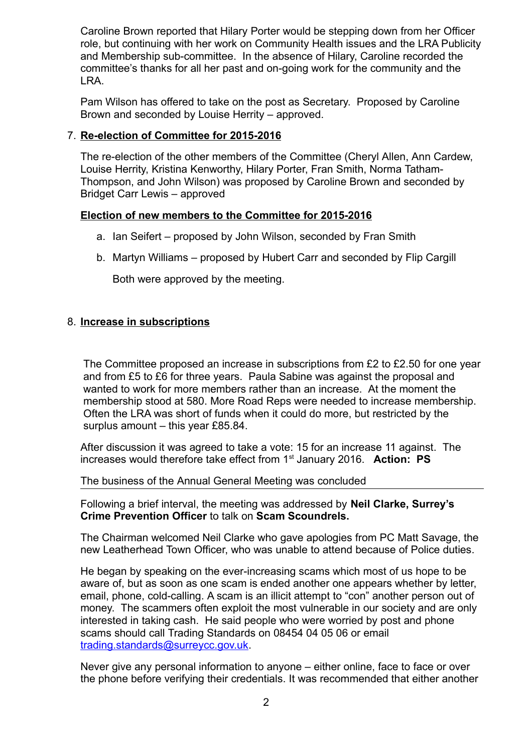Caroline Brown reported that Hilary Porter would be stepping down from her Officer role, but continuing with her work on Community Health issues and the LRA Publicity and Membership sub-committee. In the absence of Hilary, Caroline recorded the committee's thanks for all her past and on-going work for the community and the LRA.

Pam Wilson has offered to take on the post as Secretary. Proposed by Caroline Brown and seconded by Louise Herrity – approved.

7. **Re-election of Committee for 2015-2016**

The re-election of the other members of the Committee (Cheryl Allen, Ann Cardew, Louise Herrity, Kristina Kenworthy, Hilary Porter, Fran Smith, Norma Tatham-Thompson, and John Wilson) was proposed by Caroline Brown and seconded by Bridget Carr Lewis – approved

**Election of new members to the Committee for 2015-2016**

a. Ian Seifert – proposed by John Wilson, seconded by Fran Smith

b. Martyn Williams – proposed by Hubert Carr and seconded by Flip Cargill

Both were approved by the meeting.

8. **Increase in subscriptions**

The Committee proposed an increase in subscriptions from £2 to £2.50 for one year and from £5 to £6 for three years. Paula Sabine was against the proposal and wanted to work for more members rather than an increase. At the moment the membership stood at 580. More Road Reps were needed to increase membership. Often the LRA was short of funds when it could do more, but restricted by the surplus amount – this year £85.84.

After discussion it was agreed to take a vote: 15 for an increase 11 against. The increases would therefore take effect from 1st January 2016. **Action: PS**

The business of the Annual General Meeting was concluded

---

Following a brief interval, the meeting was addressed by **Neil Clarke, Surrey's Crime Prevention Officer** to talk on **Scam Scoundrels.**

The Chairman welcomed Neil Clarke who gave apologies from PC Matt Savage, the new Leatherhead Town Officer, who was unable to attend because of Police duties.

He began by speaking on the ever-increasing scams which most of us hope to be aware of, but as soon as one scam is ended another one appears whether by letter, email, phone, cold-calling. A scam is an illicit attempt to "con" another person out of money. The scammers often exploit the most vulnerable in our society and are only interested in taking cash. He said people who were worried by post and phone scams should call Trading Standards on 08454 04 05 06 or email trading.standards@surreycc.gov.uk.

Never give any personal information to anyone – either online, face to face or over the phone before verifying their credentials. It was recommended that either another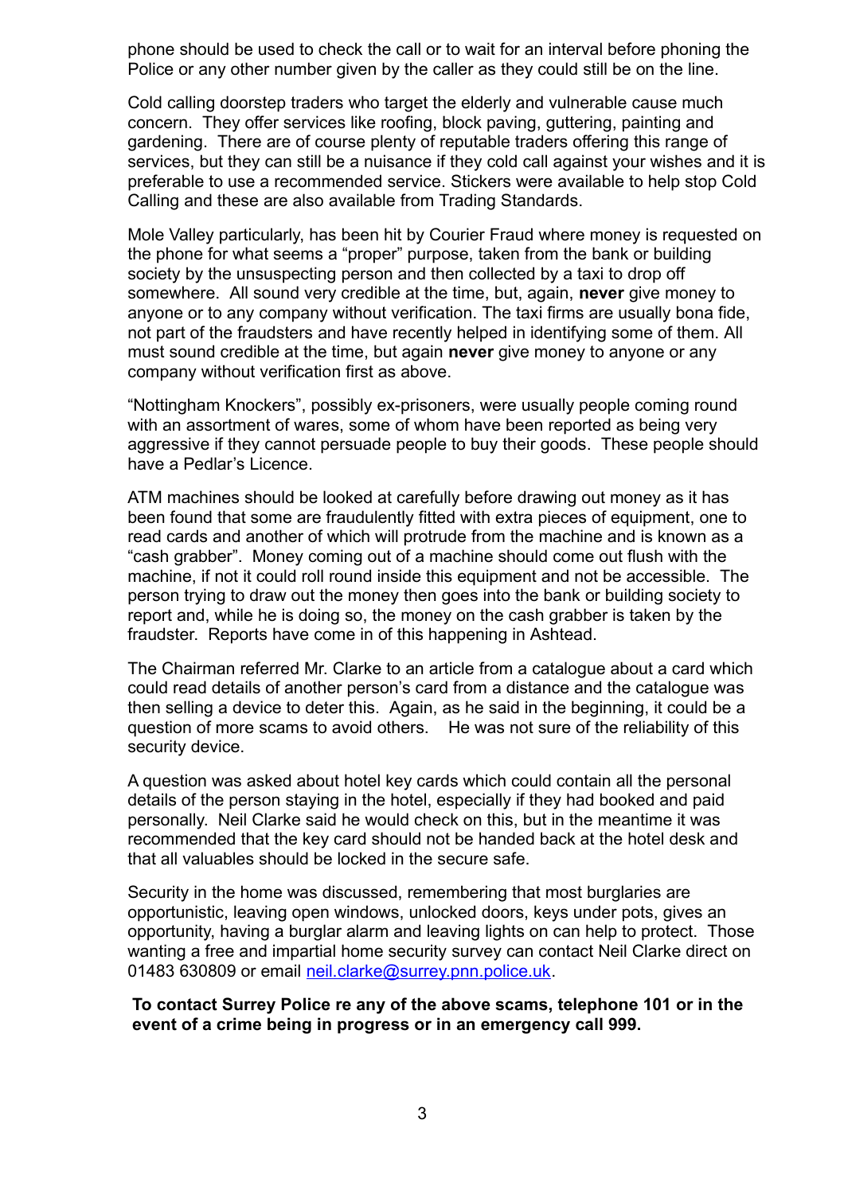phone should be used to check the call or to wait for an interval before phoning the Police or any other number given by the caller as they could still be on the line.

Cold calling doorstep traders who target the elderly and vulnerable cause much concern. They offer services like roofing, block paving, guttering, painting and gardening. There are of course plenty of reputable traders offering this range of services, but they can still be a nuisance if they cold call against your wishes and it is preferable to use a recommended service. Stickers were available to help stop Cold Calling and these are also available from Trading Standards.

Mole Valley particularly, has been hit by Courier Fraud where money is requested on the phone for what seems a "proper" purpose, taken from the bank or building society by the unsuspecting person and then collected by a taxi to drop off somewhere. All sound very credible at the time, but, again, **never** give money to anyone or to any company without verification. The taxi firms are usually bona fide, not part of the fraudsters and have recently helped in identifying some of them. All must sound credible at the time, but again **never** give money to anyone or any company without verification first as above.

"Nottingham Knockers", possibly ex-prisoners, were usually people coming round with an assortment of wares, some of whom have been reported as being very aggressive if they cannot persuade people to buy their goods. These people should have a Pedlar's Licence.

ATM machines should be looked at carefully before drawing out money as it has been found that some are fraudulently fitted with extra pieces of equipment, one to read cards and another of which will protrude from the machine and is known as a "cash grabber". Money coming out of a machine should come out flush with the machine, if not it could roll round inside this equipment and not be accessible. The person trying to draw out the money then goes into the bank or building society to report and, while he is doing so, the money on the cash grabber is taken by the fraudster. Reports have come in of this happening in Ashtead.

The Chairman referred Mr. Clarke to an article from a catalogue about a card which could read details of another person's card from a distance and the catalogue was then selling a device to deter this. Again, as he said in the beginning, it could be a question of more scams to avoid others. He was not sure of the reliability of this security device.

A question was asked about hotel key cards which could contain all the personal details of the person staying in the hotel, especially if they had booked and paid personally. Neil Clarke said he would check on this, but in the meantime it was recommended that the key card should not be handed back at the hotel desk and that all valuables should be locked in the secure safe.

Security in the home was discussed, remembering that most burglaries are opportunistic, leaving open windows, unlocked doors, keys under pots, gives an opportunity, having a burglar alarm and leaving lights on can help to protect. Those wanting a free and impartial home security survey can contact Neil Clarke direct on 01483 630809 or email [neil.clarke@surrey.pnn.police.uk](mailto:neil.clarke@surrey.pnn.police.uk).

**To contact Surrey Police re any of the above scams, telephone 101 or in the event of a crime being in progress or in an emergency call 999.**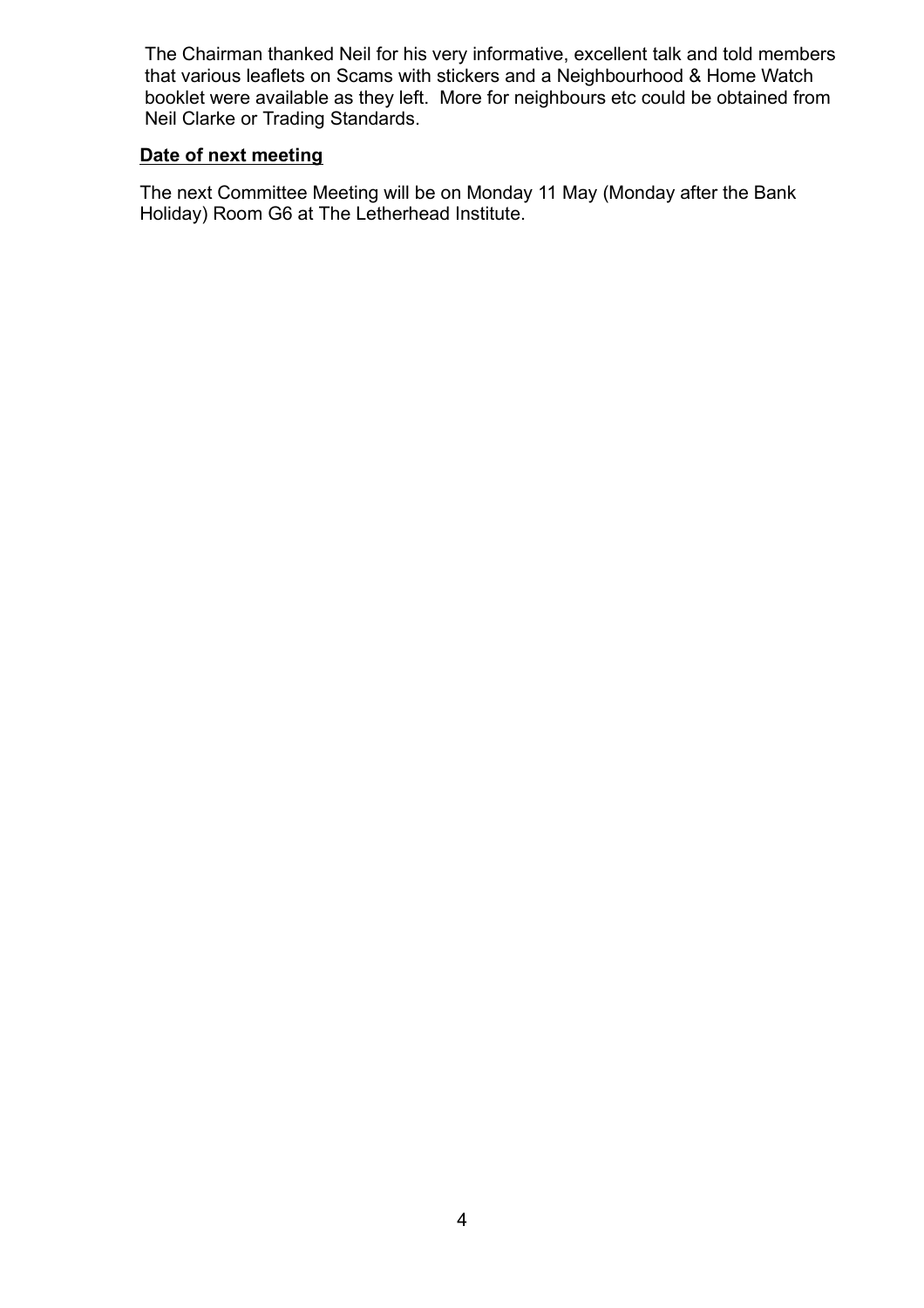The Chairman thanked Neil for his very informative, excellent talk and told members that various leaflets on Scams with stickers and a Neighbourhood & Home Watch booklet were available as they left. More for neighbours etc could be obtained from Neil Clarke or Trading Standards.

**Date of next meeting**

The next Committee Meeting will be on Monday 11 May (Monday after the Bank Holiday) Room G6 at The Letherhead Institute.